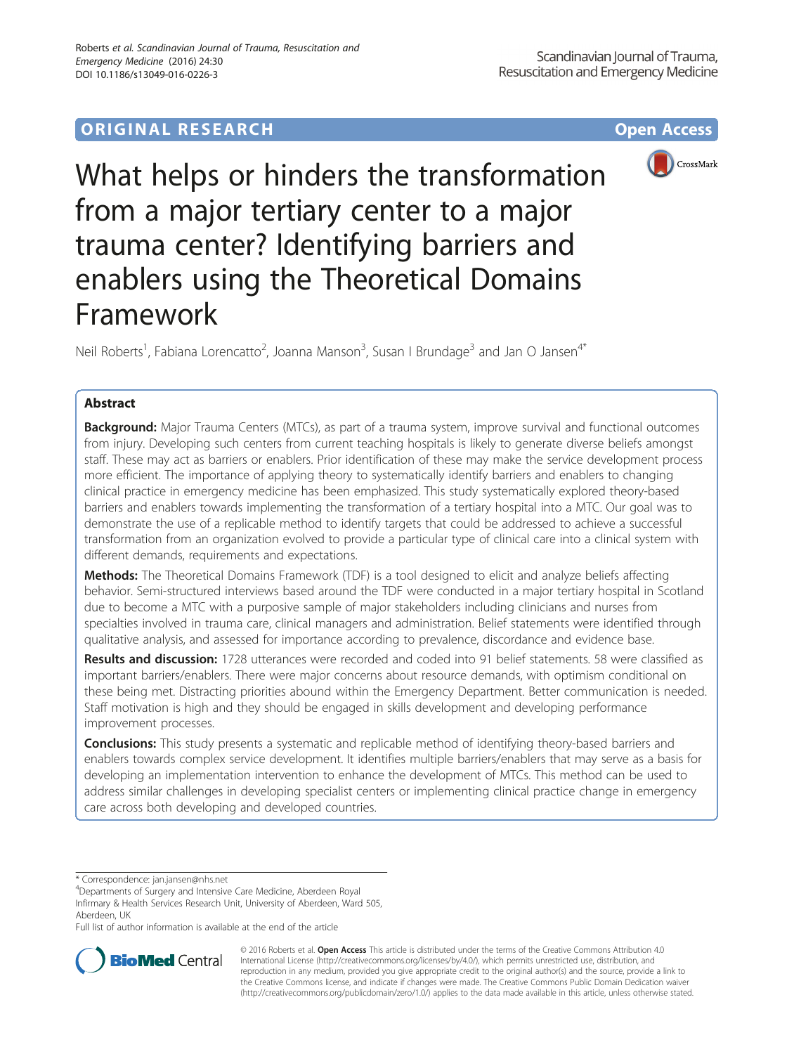ORIGINAL RESEARCH Open Access

# What helps or hinders the transformation from a major tertiary center to a major trauma center? Identifying barriers and enablers using the Theoretical Domains Framework

Neil Roberts[1], Fabiana Lorencatto[2], Joanna Manson[3], Susan I Brundage[3] and Jan O Jansen[4*]

## Abstract

**Background:** Major Trauma Centers (MTCs), as part of a trauma system, improve survival and functional outcomes from injury. Developing such centers from current teaching hospitals is likely to generate diverse beliefs amongst staff. These may act as barriers or enablers. Prior identification of these may make the service development process more efficient. The importance of applying theory to systematically identify barriers and enablers to changing clinical practice in emergency medicine has been emphasized. This study systematically explored theory-based barriers and enablers towards implementing the transformation of a tertiary hospital into a MTC. Our goal was to demonstrate the use of a replicable method to identify targets that could be addressed to achieve a successful transformation from an organization evolved to provide a particular type of clinical care into a clinical system with different demands, requirements and expectations.

**Methods:** The Theoretical Domains Framework (TDF) is a tool designed to elicit and analyze beliefs affecting behavior. Semi-structured interviews based around the TDF were conducted in a major tertiary hospital in Scotland due to become a MTC with a purposive sample of major stakeholders including clinicians and nurses from specialties involved in trauma care, clinical managers and administration. Belief statements were identified through qualitative analysis, and assessed for importance according to prevalence, discordance and evidence base.

**Results and discussion:** 1728 utterances were recorded and coded into 91 belief statements. 58 were classified as important barriers/enablers. There were major concerns about resource demands, with optimism conditional on these being met. Distracting priorities abound within the Emergency Department. Better communication is needed. Staff motivation is high and they should be engaged in skills development and developing performance improvement processes.

**Conclusions:** This study presents a systematic and replicable method of identifying theory-based barriers and enablers towards complex service development. It identifies multiple barriers/enablers that may serve as a basis for developing an implementation intervention to enhance the development of MTCs. This method can be used to address similar challenges in developing specialist centers or implementing clinical practice change in emergency care across both developing and developed countries.

---

\* Correspondence: jan.jansen@nhs.net

[4]Departments of Surgery and Intensive Care Medicine, Aberdeen Royal Infirmary & Health Services Research Unit, University of Aberdeen, Ward 505, Aberdeen, UK

Full list of author information is available at the end of the article

© 2016 Roberts et al. **Open Access** This article is distributed under the terms of the Creative Commons Attribution 4.0 International License (http://creativecommons.org/licenses/by/4.0/), which permits unrestricted use, distribution, and reproduction in any medium, provided you give appropriate credit to the original author(s) and the source, provide a link to the Creative Commons license, and indicate if changes were made. The Creative Commons Public Domain Dedication waiver (http://creativecommons.org/publicdomain/zero/1.0/) applies to the data made available in this article, unless otherwise stated.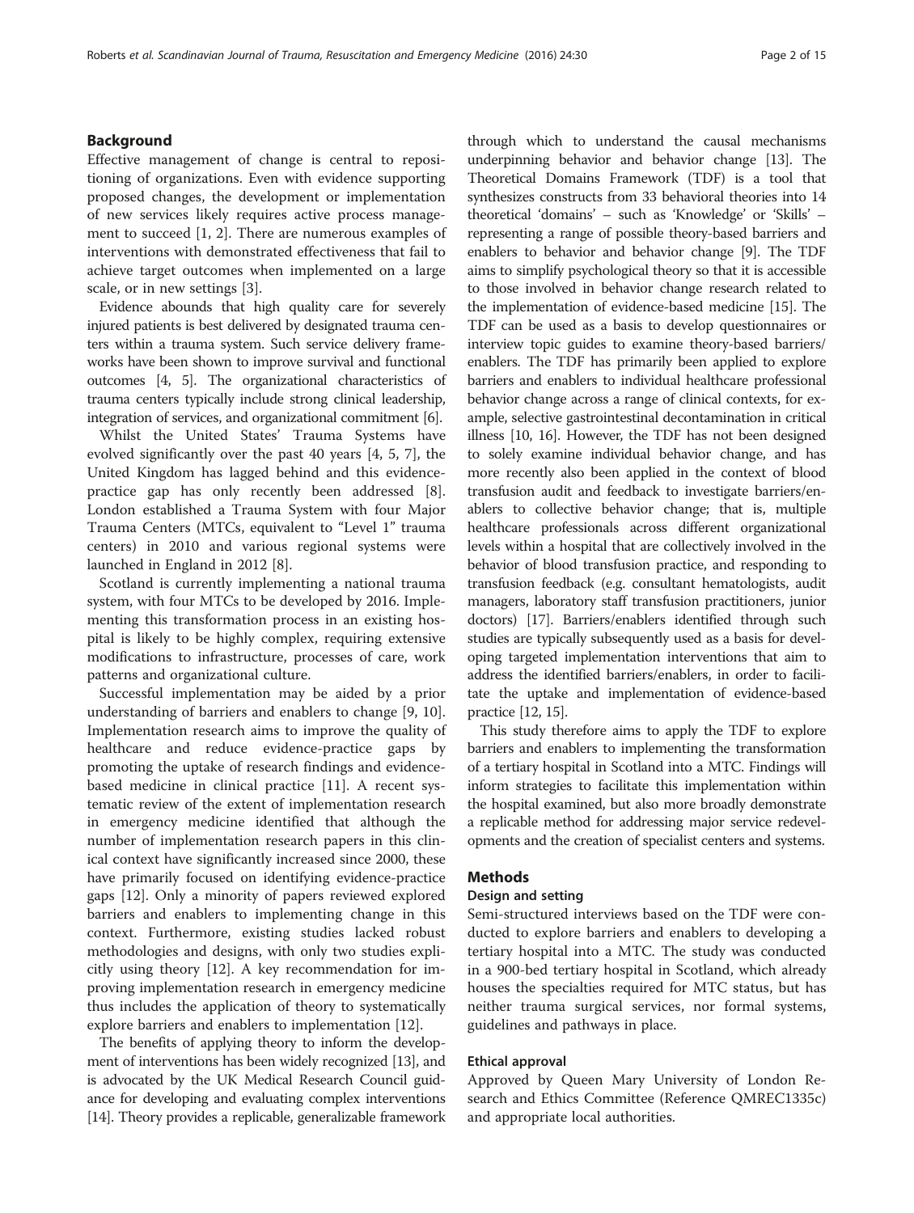## Background

Effective management of change is central to repositioning of organizations. Even with evidence supporting proposed changes, the development or implementation of new services likely requires active process management to succeed [1, 2]. There are numerous examples of interventions with demonstrated effectiveness that fail to achieve target outcomes when implemented on a large scale, or in new settings [3].

Evidence abounds that high quality care for severely injured patients is best delivered by designated trauma centers within a trauma system. Such service delivery frameworks have been shown to improve survival and functional outcomes [4, 5]. The organizational characteristics of trauma centers typically include strong clinical leadership, integration of services, and organizational commitment [6].

Whilst the United States' Trauma Systems have evolved significantly over the past 40 years [4, 5, 7], the United Kingdom has lagged behind and this evidence-practice gap has only recently been addressed [8]. London established a Trauma System with four Major Trauma Centers (MTCs, equivalent to "Level 1" trauma centers) in 2010 and various regional systems were launched in England in 2012 [8].

Scotland is currently implementing a national trauma system, with four MTCs to be developed by 2016. Implementing this transformation process in an existing hospital is likely to be highly complex, requiring extensive modifications to infrastructure, processes of care, work patterns and organizational culture.

Successful implementation may be aided by a prior understanding of barriers and enablers to change [9, 10]. Implementation research aims to improve the quality of healthcare and reduce evidence-practice gaps by promoting the uptake of research findings and evidence-based medicine in clinical practice [11]. A recent systematic review of the extent of implementation research in emergency medicine identified that although the number of implementation research papers in this clinical context have significantly increased since 2000, these have primarily focused on identifying evidence-practice gaps [12]. Only a minority of papers reviewed explored barriers and enablers to implementing change in this context. Furthermore, existing studies lacked robust methodologies and designs, with only two studies explicitly using theory [12]. A key recommendation for improving implementation research in emergency medicine thus includes the application of theory to systematically explore barriers and enablers to implementation [12].

The benefits of applying theory to inform the development of interventions has been widely recognized [13], and is advocated by the UK Medical Research Council guidance for developing and evaluating complex interventions [14]. Theory provides a replicable, generalizable framework through which to understand the causal mechanisms underpinning behavior and behavior change [13]. The Theoretical Domains Framework (TDF) is a tool that synthesizes constructs from 33 behavioral theories into 14 theoretical 'domains' – such as 'Knowledge' or 'Skills' – representing a range of possible theory-based barriers and enablers to behavior and behavior change [9]. The TDF aims to simplify psychological theory so that it is accessible to those involved in behavior change research related to the implementation of evidence-based medicine [15]. The TDF can be used as a basis to develop questionnaires or interview topic guides to examine theory-based barriers/enablers. The TDF has primarily been applied to explore barriers and enablers to individual healthcare professional behavior change across a range of clinical contexts, for example, selective gastrointestinal decontamination in critical illness [10, 16]. However, the TDF has not been designed to solely examine individual behavior change, and has more recently also been applied in the context of blood transfusion audit and feedback to investigate barriers/enablers to collective behavior change; that is, multiple healthcare professionals across different organizational levels within a hospital that are collectively involved in the behavior of blood transfusion practice, and responding to transfusion feedback (e.g. consultant hematologists, audit managers, laboratory staff transfusion practitioners, junior doctors) [17]. Barriers/enablers identified through such studies are typically subsequently used as a basis for developing targeted implementation interventions that aim to address the identified barriers/enablers, in order to facilitate the uptake and implementation of evidence-based practice [12, 15].

This study therefore aims to apply the TDF to explore barriers and enablers to implementing the transformation of a tertiary hospital in Scotland into a MTC. Findings will inform strategies to facilitate this implementation within the hospital examined, but also more broadly demonstrate a replicable method for addressing major service redevelopments and the creation of specialist centers and systems.

## Methods

### Design and setting

Semi-structured interviews based on the TDF were conducted to explore barriers and enablers to developing a tertiary hospital into a MTC. The study was conducted in a 900-bed tertiary hospital in Scotland, which already houses the specialties required for MTC status, but has neither trauma surgical services, nor formal systems, guidelines and pathways in place.

### Ethical approval

Approved by Queen Mary University of London Research and Ethics Committee (Reference QMREC1335c) and appropriate local authorities.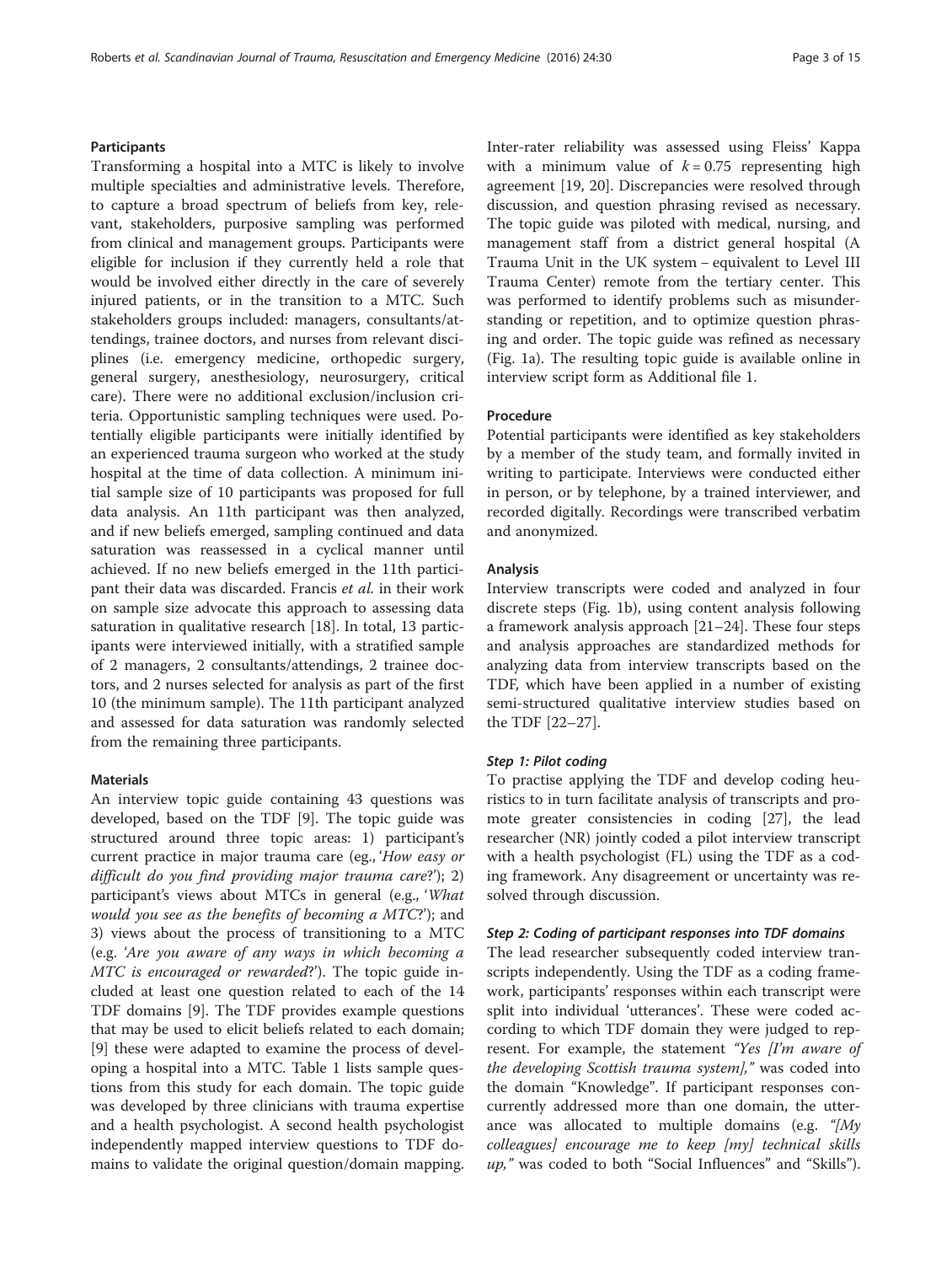### Participants

Transforming a hospital into a MTC is likely to involve multiple specialties and administrative levels. Therefore, to capture a broad spectrum of beliefs from key, relevant, stakeholders, purposive sampling was performed from clinical and management groups. Participants were eligible for inclusion if they currently held a role that would be involved either directly in the care of severely injured patients, or in the transition to a MTC. Such stakeholders groups included: managers, consultants/attendings, trainee doctors, and nurses from relevant disciplines (i.e. emergency medicine, orthopedic surgery, general surgery, anesthesiology, neurosurgery, critical care). There were no additional exclusion/inclusion criteria. Opportunistic sampling techniques were used. Potentially eligible participants were initially identified by an experienced trauma surgeon who worked at the study hospital at the time of data collection. A minimum initial sample size of 10 participants was proposed for full data analysis. An 11th participant was then analyzed, and if new beliefs emerged, sampling continued and data saturation was reassessed in a cyclical manner until achieved. If no new beliefs emerged in the 11th participant their data was discarded. Francis *et al.* in their work on sample size advocate this approach to assessing data saturation in qualitative research [18]. In total, 13 participants were interviewed initially, with a stratified sample of 2 managers, 2 consultants/attendings, 2 trainee doctors, and 2 nurses selected for analysis as part of the first 10 (the minimum sample). The 11th participant analyzed and assessed for data saturation was randomly selected from the remaining three participants.

### Materials

An interview topic guide containing 43 questions was developed, based on the TDF [9]. The topic guide was structured around three topic areas: 1) participant's current practice in major trauma care (eg., '*How easy or difficult do you find providing major trauma care*?'); 2) participant's views about MTCs in general (e.g., '*What would you see as the benefits of becoming a MTC*?'); and 3) views about the process of transitioning to a MTC (e.g. '*Are you aware of any ways in which becoming a MTC is encouraged or rewarded*?'). The topic guide included at least one question related to each of the 14 TDF domains [9]. The TDF provides example questions that may be used to elicit beliefs related to each domain; [9] these were adapted to examine the process of developing a hospital into a MTC. Table 1 lists sample questions from this study for each domain. The topic guide was developed by three clinicians with trauma expertise and a health psychologist. A second health psychologist independently mapped interview questions to TDF domains to validate the original question/domain mapping. Inter-rater reliability was assessed using Fleiss' Kappa with a minimum value of $k = 0.75$ representing high agreement [19, 20]. Discrepancies were resolved through discussion, and question phrasing revised as necessary. The topic guide was piloted with medical, nursing, and management staff from a district general hospital (A Trauma Unit in the UK system – equivalent to Level III Trauma Center) remote from the tertiary center. This was performed to identify problems such as misunderstanding or repetition, and to optimize question phrasing and order. The topic guide was refined as necessary (Fig. 1a). The resulting topic guide is available online in interview script form as Additional file 1.

### Procedure

Potential participants were identified as key stakeholders by a member of the study team, and formally invited in writing to participate. Interviews were conducted either in person, or by telephone, by a trained interviewer, and recorded digitally. Recordings were transcribed verbatim and anonymized.

### Analysis

Interview transcripts were coded and analyzed in four discrete steps (Fig. 1b), using content analysis following a framework analysis approach [21–24]. These four steps and analysis approaches are standardized methods for analyzing data from interview transcripts based on the TDF, which have been applied in a number of existing semi-structured qualitative interview studies based on the TDF [22–27].

#### *Step 1: Pilot coding*

To practise applying the TDF and develop coding heuristics to in turn facilitate analysis of transcripts and promote greater consistencies in coding [27], the lead researcher (NR) jointly coded a pilot interview transcript with a health psychologist (FL) using the TDF as a coding framework. Any disagreement or uncertainty was resolved through discussion.

#### *Step 2: Coding of participant responses into TDF domains*

The lead researcher subsequently coded interview transcripts independently. Using the TDF as a coding framework, participants' responses within each transcript were split into individual 'utterances'. These were coded according to which TDF domain they were judged to represent. For example, the statement *"Yes [I'm aware of the developing Scottish trauma system],"* was coded into the domain "Knowledge". If participant responses concurrently addressed more than one domain, the utterance was allocated to multiple domains (e.g. *"[My colleagues] encourage me to keep [my] technical skills up,"* was coded to both "Social Influences" and "Skills").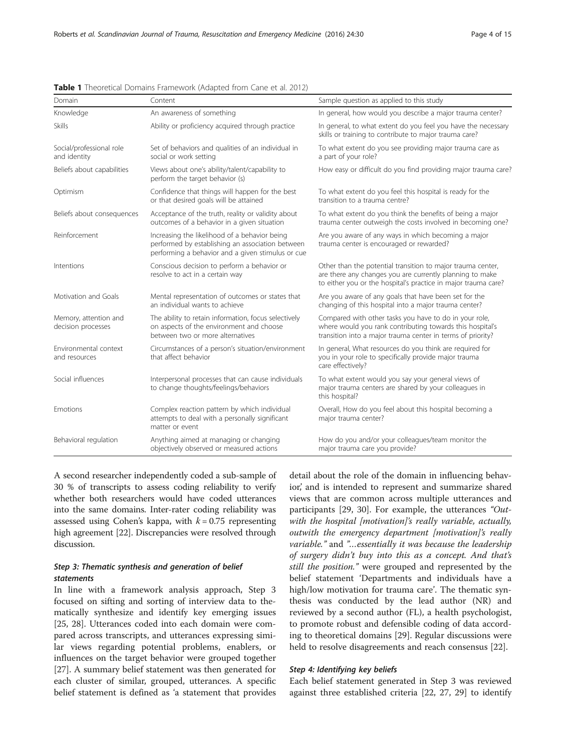**Table 1** Theoretical Domains Framework (Adapted from Cane et al. 2012)

| Domain | Content | Sample question as applied to this study |
| --- | --- | --- |
| Knowledge | An awareness of something | In general, how would you describe a major trauma center? |
| Skills | Ability or proficiency acquired through practice | In general, to what extent do you feel you have the necessary skills or training to contribute to major trauma care? |
| Social/professional role and identity | Set of behaviors and qualities of an individual in social or work setting | To what extent do you see providing major trauma care as a part of your role? |
| Beliefs about capabilities | Views about one's ability/talent/capability to perform the target behavior (s) | How easy or difficult do you find providing major trauma care? |
| Optimism | Confidence that things will happen for the best or that desired goals will be attained | To what extent do you feel this hospital is ready for the transition to a trauma centre? |
| Beliefs about consequences | Acceptance of the truth, reality or validity about outcomes of a behavior in a given situation | To what extent do you think the benefits of being a major trauma center outweigh the costs involved in becoming one? |
| Reinforcement | Increasing the likelihood of a behavior being performed by establishing an association between performing a behavior and a given stimulus or cue | Are you aware of any ways in which becoming a major trauma center is encouraged or rewarded? |
| Intentions | Conscious decision to perform a behavior or resolve to act in a certain way | Other than the potential transition to major trauma center, are there any changes you are currently planning to make to either you or the hospital's practice in major trauma care? |
| Motivation and Goals | Mental representation of outcomes or states that an individual wants to achieve | Are you aware of any goals that have been set for the changing of this hospital into a major trauma center? |
| Memory, attention and decision processes | The ability to retain information, focus selectively on aspects of the environment and choose between two or more alternatives | Compared with other tasks you have to do in your role, where would you rank contributing towards this hospital's transition into a major trauma center in terms of priority? |
| Environmental context and resources | Circumstances of a person's situation/environment that affect behavior | In general, What resources do you think are required for you in your role to specifically provide major trauma care effectively? |
| Social influences | Interpersonal processes that can cause individuals to change thoughts/feelings/behaviors | To what extent would you say your general views of major trauma centers are shared by your colleagues in this hospital? |
| Emotions | Complex reaction pattern by which individual attempts to deal with a personally significant matter or event | Overall, How do you feel about this hospital becoming a major trauma center? |
| Behavioral regulation | Anything aimed at managing or changing objectively observed or measured actions | How do you and/or your colleagues/team monitor the major trauma care you provide? |

A second researcher independently coded a sub-sample of 30 % of transcripts to assess coding reliability to verify whether both researchers would have coded utterances into the same domains. Inter-rater coding reliability was assessed using Cohen's kappa, with $k = 0.75$ representing high agreement [22]. Discrepancies were resolved through discussion.

### *Step 3: Thematic synthesis and generation of belief statements*

In line with a framework analysis approach, Step 3 focused on sifting and sorting of interview data to thematically synthesize and identify key emerging issues [25, 28]. Utterances coded into each domain were compared across transcripts, and utterances expressing similar views regarding potential problems, enablers, or influences on the target behavior were grouped together [27]. A summary belief statement was then generated for each cluster of similar, grouped, utterances. A specific belief statement is defined as 'a statement that provides detail about the role of the domain in influencing behavior,' and is intended to represent and summarize shared views that are common across multiple utterances and participants [29, 30]. For example, the utterances *"Outwith the hospital [motivation]'s really variable, actually, outwith the emergency department [motivation]'s really variable."* and *"…essentially it was because the leadership of surgery didn't buy into this as a concept. And that's still the position."* were grouped and represented by the belief statement 'Departments and individuals have a high/low motivation for trauma care'. The thematic synthesis was conducted by the lead author (NR) and reviewed by a second author (FL), a health psychologist, to promote robust and defensible coding of data according to theoretical domains [29]. Regular discussions were held to resolve disagreements and reach consensus [22].

### *Step 4: Identifying key beliefs*

Each belief statement generated in Step 3 was reviewed against three established criteria [22, 27, 29] to identify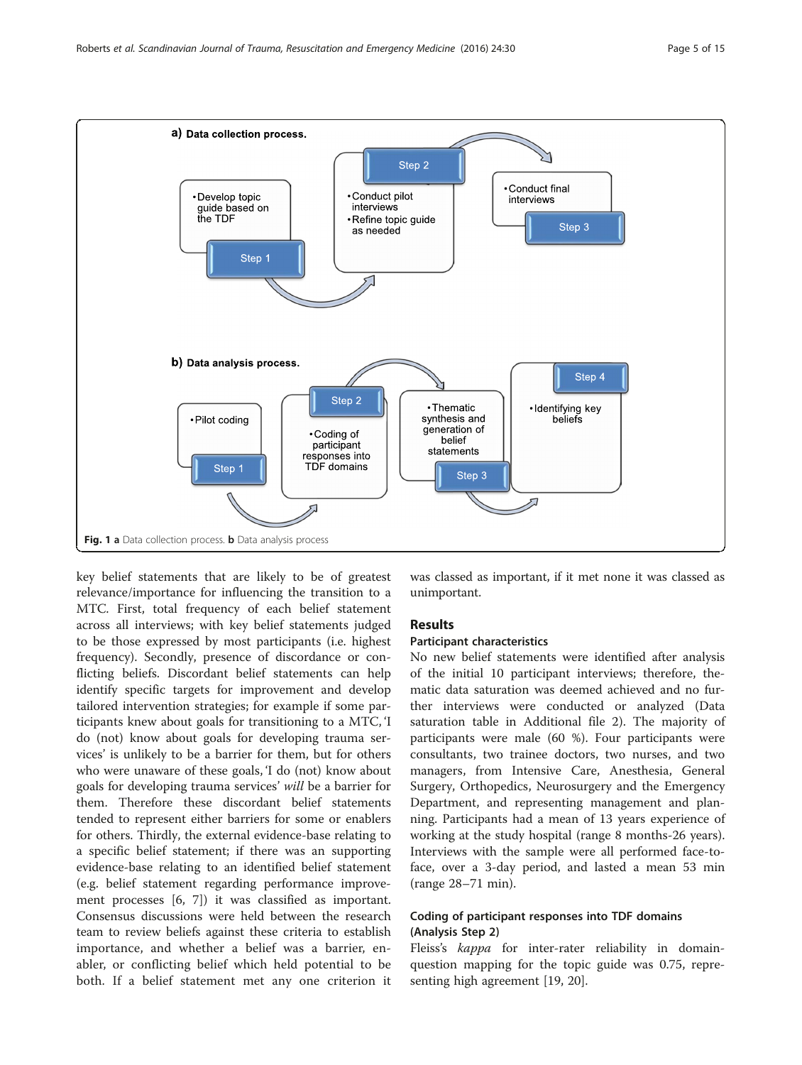a) **Data collection process.**

- Step 1: Develop topic guide based on the TDF
- Step 2: Conduct pilot interviews; Refine topic guide as needed
- Step 3: Conduct final interviews

b) **Data analysis process.**

- Step 1: Pilot coding
- Step 2: Coding of participant responses into TDF domains
- Step 3: Thematic synthesis and generation of belief statements
- Step 4: Identifying key beliefs

**Fig. 1** **a** Data collection process. **b** Data analysis process

key belief statements that are likely to be of greatest relevance/importance for influencing the transition to a MTC. First, total frequency of each belief statement across all interviews; with key belief statements judged to be those expressed by most participants (i.e. highest frequency). Secondly, presence of discordance or conflicting beliefs. Discordant belief statements can help identify specific targets for improvement and develop tailored intervention strategies; for example if some participants knew about goals for transitioning to a MTC, 'I do (not) know about goals for developing trauma services' is unlikely to be a barrier for them, but for others who were unaware of these goals, 'I do (not) know about goals for developing trauma services' *will* be a barrier for them. Therefore these discordant belief statements tended to represent either barriers for some or enablers for others. Thirdly, the external evidence-base relating to a specific belief statement; if there was an supporting evidence-base relating to an identified belief statement (e.g. belief statement regarding performance improvement processes [6, 7]) it was classified as important. Consensus discussions were held between the research team to review beliefs against these criteria to establish importance, and whether a belief was a barrier, enabler, or conflicting belief which held potential to be both. If a belief statement met any one criterion it was classed as important, if it met none it was classed as unimportant.

## Results

### Participant characteristics

No new belief statements were identified after analysis of the initial 10 participant interviews; therefore, thematic data saturation was deemed achieved and no further interviews were conducted or analyzed (Data saturation table in Additional file 2). The majority of participants were male (60 %). Four participants were consultants, two trainee doctors, two nurses, and two managers, from Intensive Care, Anesthesia, General Surgery, Orthopedics, Neurosurgery and the Emergency Department, and representing management and planning. Participants had a mean of 13 years experience of working at the study hospital (range 8 months-26 years). Interviews with the sample were all performed face-to-face, over a 3-day period, and lasted a mean 53 min (range 28–71 min).

### Coding of participant responses into TDF domains (Analysis Step 2)

Fleiss's *kappa* for inter-rater reliability in domain-question mapping for the topic guide was 0.75, representing high agreement [19, 20].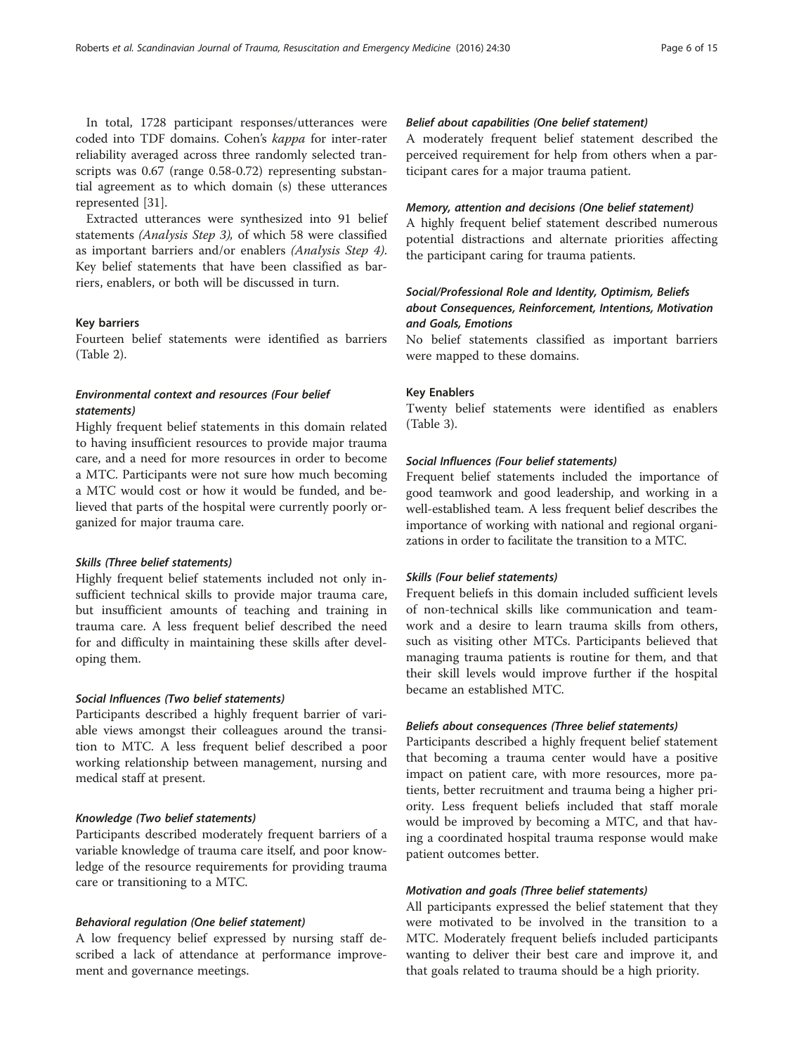In total, 1728 participant responses/utterances were coded into TDF domains. Cohen's *kappa* for inter-rater reliability averaged across three randomly selected transcripts was 0.67 (range 0.58-0.72) representing substantial agreement as to which domain (s) these utterances represented [31].

Extracted utterances were synthesized into 91 belief statements *(Analysis Step 3)*, of which 58 were classified as important barriers and/or enablers *(Analysis Step 4)*. Key belief statements that have been classified as barriers, enablers, or both will be discussed in turn.

### Key barriers

Fourteen belief statements were identified as barriers (Table 2).

#### *Environmental context and resources (Four belief statements)*

Highly frequent belief statements in this domain related to having insufficient resources to provide major trauma care, and a need for more resources in order to become a MTC. Participants were not sure how much becoming a MTC would cost or how it would be funded, and believed that parts of the hospital were currently poorly organized for major trauma care.

#### *Skills (Three belief statements)*

Highly frequent belief statements included not only insufficient technical skills to provide major trauma care, but insufficient amounts of teaching and training in trauma care. A less frequent belief described the need for and difficulty in maintaining these skills after developing them.

#### *Social Influences (Two belief statements)*

Participants described a highly frequent barrier of variable views amongst their colleagues around the transition to MTC. A less frequent belief described a poor working relationship between management, nursing and medical staff at present.

#### *Knowledge (Two belief statements)*

Participants described moderately frequent barriers of a variable knowledge of trauma care itself, and poor knowledge of the resource requirements for providing trauma care or transitioning to a MTC.

#### *Behavioral regulation (One belief statement)*

A low frequency belief expressed by nursing staff described a lack of attendance at performance improvement and governance meetings.

#### *Belief about capabilities (One belief statement)*

A moderately frequent belief statement described the perceived requirement for help from others when a participant cares for a major trauma patient.

#### *Memory, attention and decisions (One belief statement)*

A highly frequent belief statement described numerous potential distractions and alternate priorities affecting the participant caring for trauma patients.

#### *Social/Professional Role and Identity, Optimism, Beliefs about Consequences, Reinforcement, Intentions, Motivation and Goals, Emotions*

No belief statements classified as important barriers were mapped to these domains.

### Key Enablers

Twenty belief statements were identified as enablers (Table 3).

#### *Social Influences (Four belief statements)*

Frequent belief statements included the importance of good teamwork and good leadership, and working in a well-established team. A less frequent belief describes the importance of working with national and regional organizations in order to facilitate the transition to a MTC.

#### *Skills (Four belief statements)*

Frequent beliefs in this domain included sufficient levels of non-technical skills like communication and teamwork and a desire to learn trauma skills from others, such as visiting other MTCs. Participants believed that managing trauma patients is routine for them, and that their skill levels would improve further if the hospital became an established MTC.

#### *Beliefs about consequences (Three belief statements)*

Participants described a highly frequent belief statement that becoming a trauma center would have a positive impact on patient care, with more resources, more patients, better recruitment and trauma being a higher priority. Less frequent beliefs included that staff morale would be improved by becoming a MTC, and that having a coordinated hospital trauma response would make patient outcomes better.

#### *Motivation and goals (Three belief statements)*

All participants expressed the belief statement that they were motivated to be involved in the transition to a MTC. Moderately frequent beliefs included participants wanting to deliver their best care and improve it, and that goals related to trauma should be a high priority.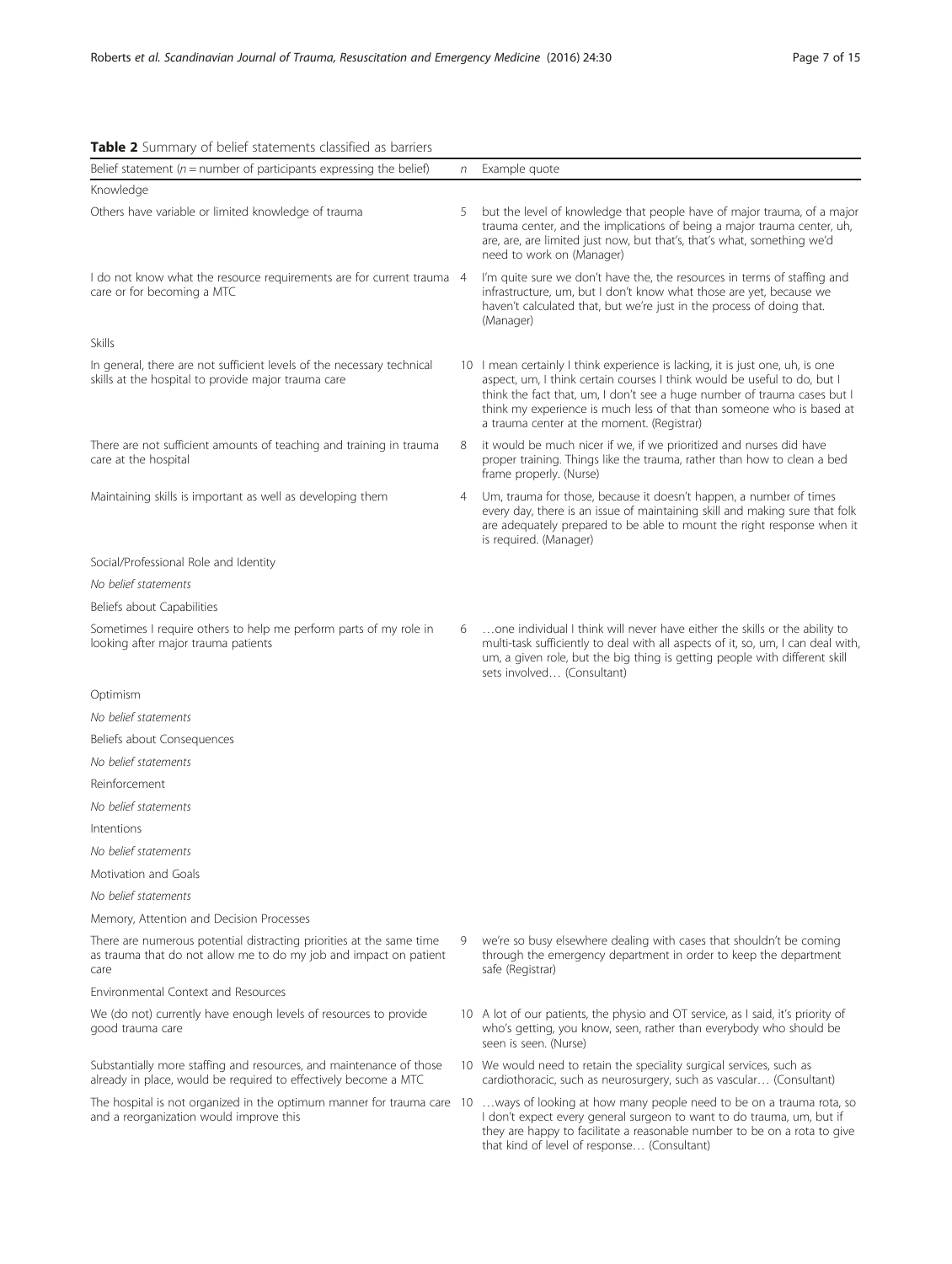**Table 2** Summary of belief statements classified as barriers

| Belief statement (*n* = number of participants expressing the belief) | *n* | Example quote |
|---|---|---|
| Knowledge | | |
| Others have variable or limited knowledge of trauma | 5 | but the level of knowledge that people have of major trauma, of a major trauma center, and the implications of being a major trauma center, uh, are, are, are limited just now, but that's, that's what, something we'd need to work on (Manager) |
| I do not know what the resource requirements are for current trauma care or for becoming a MTC | 4 | I'm quite sure we don't have the, the resources in terms of staffing and infrastructure, um, but I don't know what those are yet, because we haven't calculated that, but we're just in the process of doing that. (Manager) |
| Skills | | |
| In general, there are not sufficient levels of the necessary technical skills at the hospital to provide major trauma care | 10 | I mean certainly I think experience is lacking, it is just one, uh, is one aspect, um, I think certain courses I think would be useful to do, but I think the fact that, um, I don't see a huge number of trauma cases but I think my experience is much less of that than someone who is based at a trauma center at the moment. (Registrar) |
| There are not sufficient amounts of teaching and training in trauma care at the hospital | 8 | it would be much nicer if we, if we prioritized and nurses did have proper training. Things like the trauma, rather than how to clean a bed frame properly. (Nurse) |
| Maintaining skills is important as well as developing them | 4 | Um, trauma for those, because it doesn't happen, a number of times every day, there is an issue of maintaining skill and making sure that folk are adequately prepared to be able to mount the right response when it is required. (Manager) |
| Social/Professional Role and Identity | | |
| *No belief statements* | | |
| Beliefs about Capabilities | | |
| Sometimes I require others to help me perform parts of my role in looking after major trauma patients | 6 | …one individual I think will never have either the skills or the ability to multi-task sufficiently to deal with all aspects of it, so, um, I can deal with, um, a given role, but the big thing is getting people with different skill sets involved… (Consultant) |
| Optimism | | |
| *No belief statements* | | |
| Beliefs about Consequences | | |
| *No belief statements* | | |
| Reinforcement | | |
| *No belief statements* | | |
| Intentions | | |
| *No belief statements* | | |
| Motivation and Goals | | |
| *No belief statements* | | |
| Memory, Attention and Decision Processes | | |
| There are numerous potential distracting priorities at the same time as trauma that do not allow me to do my job and impact on patient care | 9 | we're so busy elsewhere dealing with cases that shouldn't be coming through the emergency department in order to keep the department safe (Registrar) |
| Environmental Context and Resources | | |
| We (do not) currently have enough levels of resources to provide good trauma care | 10 | A lot of our patients, the physio and OT service, as I said, it's priority of who's getting, you know, seen, rather than everybody who should be seen is seen. (Nurse) |
| Substantially more staffing and resources, and maintenance of those already in place, would be required to effectively become a MTC | 10 | We would need to retain the speciality surgical services, such as cardiothoracic, such as neurosurgery, such as vascular… (Consultant) |
| The hospital is not organized in the optimum manner for trauma care and a reorganization would improve this | 10 | …ways of looking at how many people need to be on a trauma rota, so I don't expect every general surgeon to want to do trauma, um, but if they are happy to facilitate a reasonable number to be on a rota to give that kind of level of response… (Consultant) |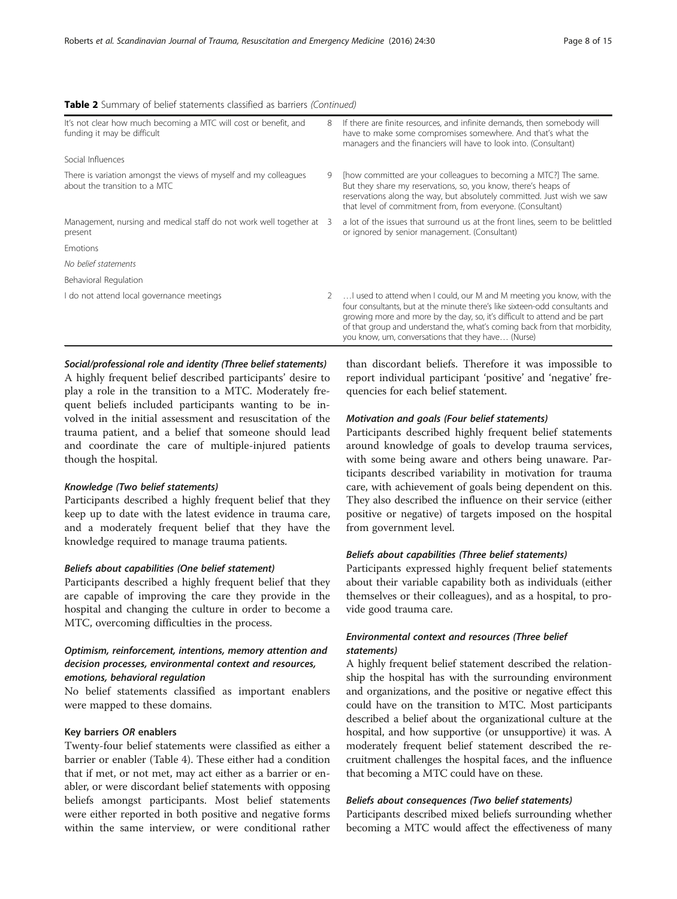**Table 2** Summary of belief statements classified as barriers *(Continued)*

| | | |
|---|---|---|
| It's not clear how much becoming a MTC will cost or benefit, and funding it may be difficult | 8 | If there are finite resources, and infinite demands, then somebody will have to make some compromises somewhere. And that's what the managers and the financiers will have to look into. (Consultant) |
| Social Influences | | |
| There is variation amongst the views of myself and my colleagues about the transition to a MTC | 9 | [how committed are your colleagues to becoming a MTC?] The same. But they share my reservations, so, you know, there's heaps of reservations along the way, but absolutely committed. Just wish we saw that level of commitment from, from everyone. (Consultant) |
| Management, nursing and medical staff do not work well together at present | 3 | a lot of the issues that surround us at the front lines, seem to be belittled or ignored by senior management. (Consultant) |
| Emotions | | |
| *No belief statements* | | |
| Behavioral Regulation | | |
| I do not attend local governance meetings | 2 | …I used to attend when I could, our M and M meeting you know, with the four consultants, but at the minute there's like sixteen-odd consultants and growing more and more by the day, so, it's difficult to attend and be part of that group and understand the, what's coming back from that morbidity, you know, um, conversations that they have… (Nurse) |

#### *Social/professional role and identity (Three belief statements)*

A highly frequent belief described participants' desire to play a role in the transition to a MTC. Moderately frequent beliefs included participants wanting to be involved in the initial assessment and resuscitation of the trauma patient, and a belief that someone should lead and coordinate the care of multiple-injured patients though the hospital.

#### *Knowledge (Two belief statements)*

Participants described a highly frequent belief that they keep up to date with the latest evidence in trauma care, and a moderately frequent belief that they have the knowledge required to manage trauma patients.

#### *Beliefs about capabilities (One belief statement)*

Participants described a highly frequent belief that they are capable of improving the care they provide in the hospital and changing the culture in order to become a MTC, overcoming difficulties in the process.

#### *Optimism, reinforcement, intentions, memory attention and decision processes, environmental context and resources, emotions, behavioral regulation*

No belief statements classified as important enablers were mapped to these domains.

### Key barriers *OR* enablers

Twenty-four belief statements were classified as either a barrier or enabler (Table 4). These either had a condition that if met, or not met, may act either as a barrier or enabler, or were discordant belief statements with opposing beliefs amongst participants. Most belief statements were either reported in both positive and negative forms within the same interview, or were conditional rather than discordant beliefs. Therefore it was impossible to report individual participant 'positive' and 'negative' frequencies for each belief statement.

#### *Motivation and goals (Four belief statements)*

Participants described highly frequent belief statements around knowledge of goals to develop trauma services, with some being aware and others being unaware. Participants described variability in motivation for trauma care, with achievement of goals being dependent on this. They also described the influence on their service (either positive or negative) of targets imposed on the hospital from government level.

#### *Beliefs about capabilities (Three belief statements)*

Participants expressed highly frequent belief statements about their variable capability both as individuals (either themselves or their colleagues), and as a hospital, to provide good trauma care.

#### *Environmental context and resources (Three belief statements)*

A highly frequent belief statement described the relationship the hospital has with the surrounding environment and organizations, and the positive or negative effect this could have on the transition to MTC. Most participants described a belief about the organizational culture at the hospital, and how supportive (or unsupportive) it was. A moderately frequent belief statement described the recruitment challenges the hospital faces, and the influence that becoming a MTC could have on these.

#### *Beliefs about consequences (Two belief statements)*

Participants described mixed beliefs surrounding whether becoming a MTC would affect the effectiveness of many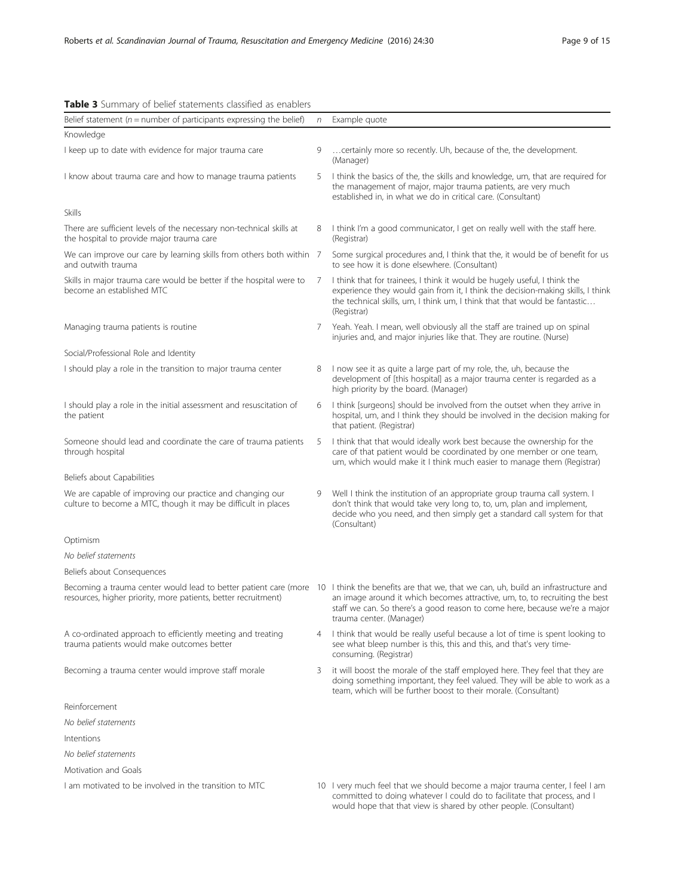**Table 3** Summary of belief statements classified as enablers

| Belief statement (*n* = number of participants expressing the belief) | *n* | Example quote |
|---|---|---|
| Knowledge | | |
| I keep up to date with evidence for major trauma care | 9 | …certainly more so recently. Uh, because of the, the development. (Manager) |
| I know about trauma care and how to manage trauma patients | 5 | I think the basics of the, the skills and knowledge, um, that are required for the management of major, major trauma patients, are very much established in, in what we do in critical care. (Consultant) |
| Skills | | |
| There are sufficient levels of the necessary non-technical skills at the hospital to provide major trauma care | 8 | I think I'm a good communicator, I get on really well with the staff here. (Registrar) |
| We can improve our care by learning skills from others both within and outwith trauma | 7 | Some surgical procedures and, I think that the, it would be of benefit for us to see how it is done elsewhere. (Consultant) |
| Skills in major trauma care would be better if the hospital were to become an established MTC | 7 | I think that for trainees, I think it would be hugely useful, I think the experience they would gain from it, I think the decision-making skills, I think the technical skills, um, I think um, I think that that would be fantastic… (Registrar) |
| Managing trauma patients is routine | 7 | Yeah. Yeah. I mean, well obviously all the staff are trained up on spinal injuries and, and major injuries like that. They are routine. (Nurse) |
| Social/Professional Role and Identity | | |
| I should play a role in the transition to major trauma center | 8 | I now see it as quite a large part of my role, the, uh, because the development of [this hospital] as a major trauma center is regarded as a high priority by the board. (Manager) |
| I should play a role in the initial assessment and resuscitation of the patient | 6 | I think [surgeons] should be involved from the outset when they arrive in hospital, um, and I think they should be involved in the decision making for that patient. (Registrar) |
| Someone should lead and coordinate the care of trauma patients through hospital | 5 | I think that that would ideally work best because the ownership for the care of that patient would be coordinated by one member or one team, um, which would make it I think much easier to manage them (Registrar) |
| Beliefs about Capabilities | | |
| We are capable of improving our practice and changing our culture to become a MTC, though it may be difficult in places | 9 | Well I think the institution of an appropriate group trauma call system. I don't think that would take very long to, to, um, plan and implement, decide who you need, and then simply get a standard call system for that (Consultant) |
| Optimism | | |
| *No belief statements* | | |
| Beliefs about Consequences | | |
| Becoming a trauma center would lead to better patient care (more resources, higher priority, more patients, better recruitment) | 10 | I think the benefits are that we, that we can, uh, build an infrastructure and an image around it which becomes attractive, um, to, to recruiting the best staff we can. So there's a good reason to come here, because we're a major trauma center. (Manager) |
| A co-ordinated approach to efficiently meeting and treating trauma patients would make outcomes better | 4 | I think that would be really useful because a lot of time is spent looking to see what bleep number is this, this and this, and that's very time-consuming. (Registrar) |
| Becoming a trauma center would improve staff morale | 3 | it will boost the morale of the staff employed here. They feel that they are doing something important, they feel valued. They will be able to work as a team, which will be further boost to their morale. (Consultant) |
| Reinforcement | | |
| *No belief statements* | | |
| Intentions | | |
| *No belief statements* | | |
| Motivation and Goals | | |
| I am motivated to be involved in the transition to MTC | 10 | I very much feel that we should become a major trauma center, I feel I am committed to doing whatever I could do to facilitate that process, and I would hope that that view is shared by other people. (Consultant) |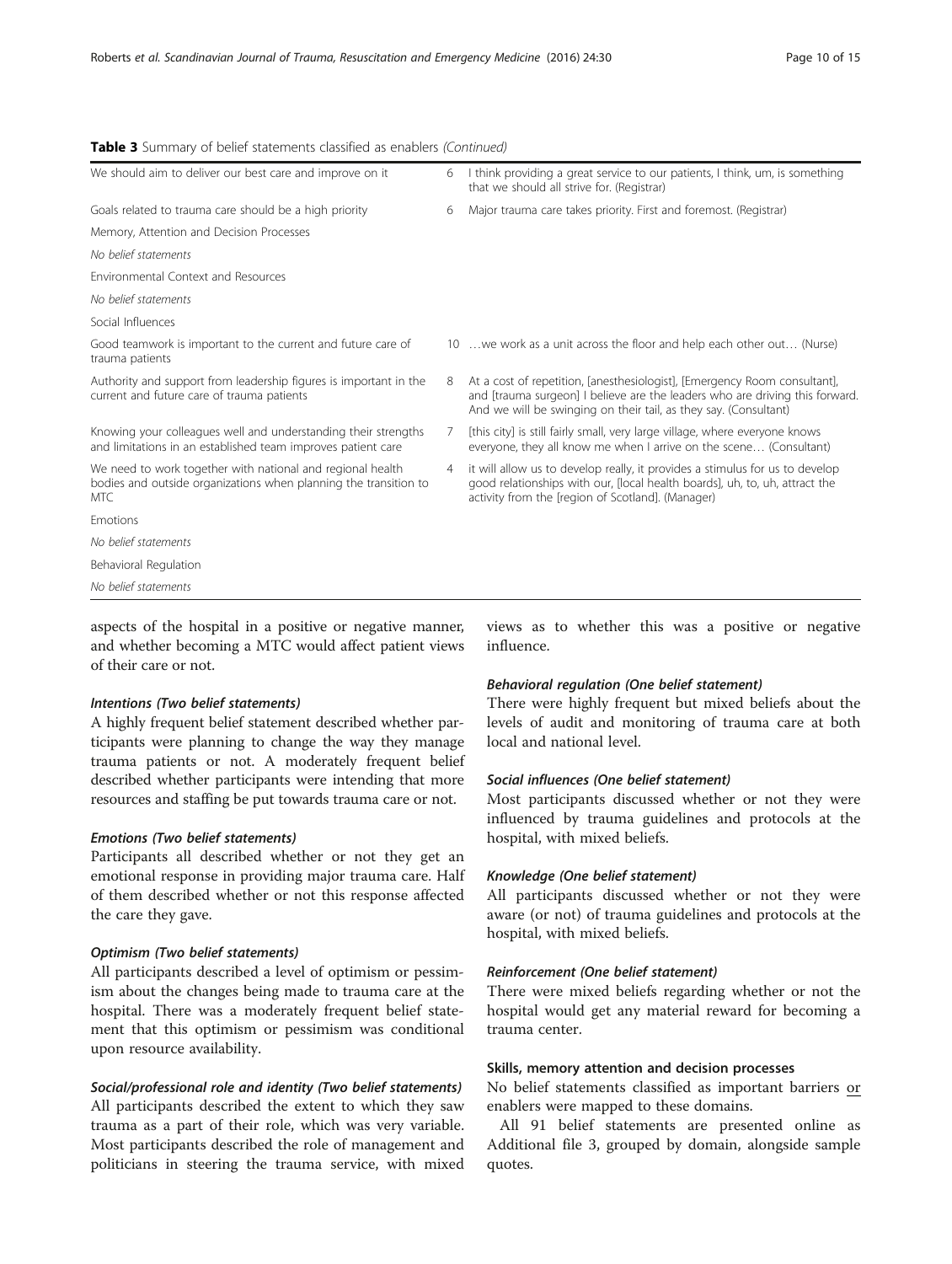**Table 3** Summary of belief statements classified as enablers *(Continued)*

| | | |
|---|---|---|
| We should aim to deliver our best care and improve on it | 6 | I think providing a great service to our patients, I think, um, is something that we should all strive for. (Registrar) |
| Goals related to trauma care should be a high priority | 6 | Major trauma care takes priority. First and foremost. (Registrar) |
| Memory, Attention and Decision Processes | | |
| *No belief statements* | | |
| Environmental Context and Resources | | |
| *No belief statements* | | |
| Social Influences | | |
| Good teamwork is important to the current and future care of trauma patients | 10 | …we work as a unit across the floor and help each other out… (Nurse) |
| Authority and support from leadership figures is important in the current and future care of trauma patients | 8 | At a cost of repetition, [anesthesiologist], [Emergency Room consultant], and [trauma surgeon] I believe are the leaders who are driving this forward. And we will be swinging on their tail, as they say. (Consultant) |
| Knowing your colleagues well and understanding their strengths and limitations in an established team improves patient care | 7 | [this city] is still fairly small, very large village, where everyone knows everyone, they all know me when I arrive on the scene… (Consultant) |
| We need to work together with national and regional health bodies and outside organizations when planning the transition to MTC | 4 | it will allow us to develop really, it provides a stimulus for us to develop good relationships with our, [local health boards], uh, to, uh, attract the activity from the [region of Scotland]. (Manager) |
| Emotions | | |
| *No belief statements* | | |
| Behavioral Regulation | | |
| *No belief statements* | | |

aspects of the hospital in a positive or negative manner, and whether becoming a MTC would affect patient views of their care or not.

#### *Intentions (Two belief statements)*

A highly frequent belief statement described whether participants were planning to change the way they manage trauma patients or not. A moderately frequent belief described whether participants were intending that more resources and staffing be put towards trauma care or not.

#### *Emotions (Two belief statements)*

Participants all described whether or not they get an emotional response in providing major trauma care. Half of them described whether or not this response affected the care they gave.

#### *Optimism (Two belief statements)*

All participants described a level of optimism or pessimism about the changes being made to trauma care at the hospital. There was a moderately frequent belief statement that this optimism or pessimism was conditional upon resource availability.

#### *Social/professional role and identity (Two belief statements)*

All participants described the extent to which they saw trauma as a part of their role, which was very variable. Most participants described the role of management and politicians in steering the trauma service, with mixed views as to whether this was a positive or negative influence.

#### *Behavioral regulation (One belief statement)*

There were highly frequent but mixed beliefs about the levels of audit and monitoring of trauma care at both local and national level.

#### *Social influences (One belief statement)*

Most participants discussed whether or not they were influenced by trauma guidelines and protocols at the hospital, with mixed beliefs.

#### *Knowledge (One belief statement)*

All participants discussed whether or not they were aware (or not) of trauma guidelines and protocols at the hospital, with mixed beliefs.

#### *Reinforcement (One belief statement)*

There were mixed beliefs regarding whether or not the hospital would get any material reward for becoming a trauma center.

#### Skills, memory attention and decision processes

No belief statements classified as important barriers or enablers were mapped to these domains.

All 91 belief statements are presented online as Additional file 3, grouped by domain, alongside sample quotes.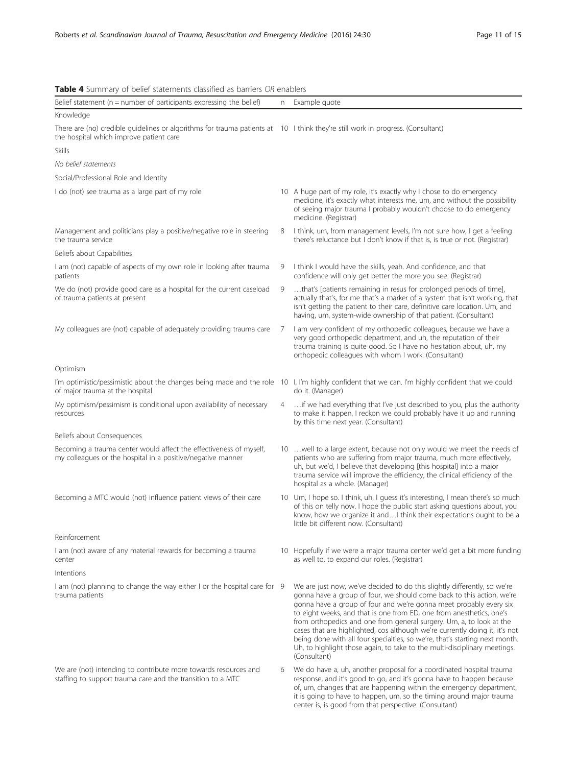**Table 4** Summary of belief statements classified as barriers *OR* enablers

| Belief statement (n = number of participants expressing the belief) | n | Example quote |
|---|---|---|
| Knowledge | | |
| There are (no) credible guidelines or algorithms for trauma patients at the hospital which improve patient care | 10 | I think they're still work in progress. (Consultant) |
| Skills | | |
| *No belief statements* | | |
| Social/Professional Role and Identity | | |
| I do (not) see trauma as a large part of my role | 10 | A huge part of my role, it's exactly why I chose to do emergency medicine, it's exactly what interests me, um, and without the possibility of seeing major trauma I probably wouldn't choose to do emergency medicine. (Registrar) |
| Management and politicians play a positive/negative role in steering the trauma service | 8 | I think, um, from management levels, I'm not sure how, I get a feeling there's reluctance but I don't know if that is, is true or not. (Registrar) |
| Beliefs about Capabilities | | |
| I am (not) capable of aspects of my own role in looking after trauma patients | 9 | I think I would have the skills, yeah. And confidence, and that confidence will only get better the more you see. (Registrar) |
| We do (not) provide good care as a hospital for the current caseload of trauma patients at present | 9 | …that's [patients remaining in resus for prolonged periods of time], actually that's, for me that's a marker of a system that isn't working, that isn't getting the patient to their care, definitive care location. Um, and having, um, system-wide ownership of that patient. (Consultant) |
| My colleagues are (not) capable of adequately providing trauma care | 7 | I am very confident of my orthopedic colleagues, because we have a very good orthopedic department, and uh, the reputation of their trauma training is quite good. So I have no hesitation about, uh, my orthopedic colleagues with whom I work. (Consultant) |
| Optimism | | |
| I'm optimistic/pessimistic about the changes being made and the role of major trauma at the hospital | 10 | I, I'm highly confident that we can. I'm highly confident that we could do it. (Manager) |
| My optimism/pessimism is conditional upon availability of necessary resources | 4 | …if we had everything that I've just described to you, plus the authority to make it happen, I reckon we could probably have it up and running by this time next year. (Consultant) |
| Beliefs about Consequences | | |
| Becoming a trauma center would affect the effectiveness of myself, my colleagues or the hospital in a positive/negative manner | 10 | …well to a large extent, because not only would we meet the needs of patients who are suffering from major trauma, much more effectively, uh, but we'd, I believe that developing [this hospital] into a major trauma service will improve the efficiency, the clinical efficiency of the hospital as a whole. (Manager) |
| Becoming a MTC would (not) influence patient views of their care | 10 | Um, I hope so. I think, uh, I guess it's interesting, I mean there's so much of this on telly now. I hope the public start asking questions about, you know, how we organize it and…I think their expectations ought to be a little bit different now. (Consultant) |
| Reinforcement | | |
| I am (not) aware of any material rewards for becoming a trauma center | 10 | Hopefully if we were a major trauma center we'd get a bit more funding as well to, to expand our roles. (Registrar) |
| Intentions | | |
| I am (not) planning to change the way either I or the hospital care for trauma patients | 9 | We are just now, we've decided to do this slightly differently, so we're gonna have a group of four, we should come back to this action, we're gonna have a group of four and we're gonna meet probably every six to eight weeks, and that is one from ED, one from anesthetics, one's from orthopedics and one from general surgery. Um, a, to look at the cases that are highlighted, cos although we're currently doing it, it's not being done with all four specialties, so we're, that's starting next month. Uh, to highlight those again, to take to the multi-disciplinary meetings. (Consultant) |
| We are (not) intending to contribute more towards resources and staffing to support trauma care and the transition to a MTC | 6 | We do have a, uh, another proposal for a coordinated hospital trauma response, and it's good to go, and it's gonna have to happen because of, um, changes that are happening within the emergency department, it is going to have to happen, um, so the timing around major trauma center is, is good from that perspective. (Consultant) |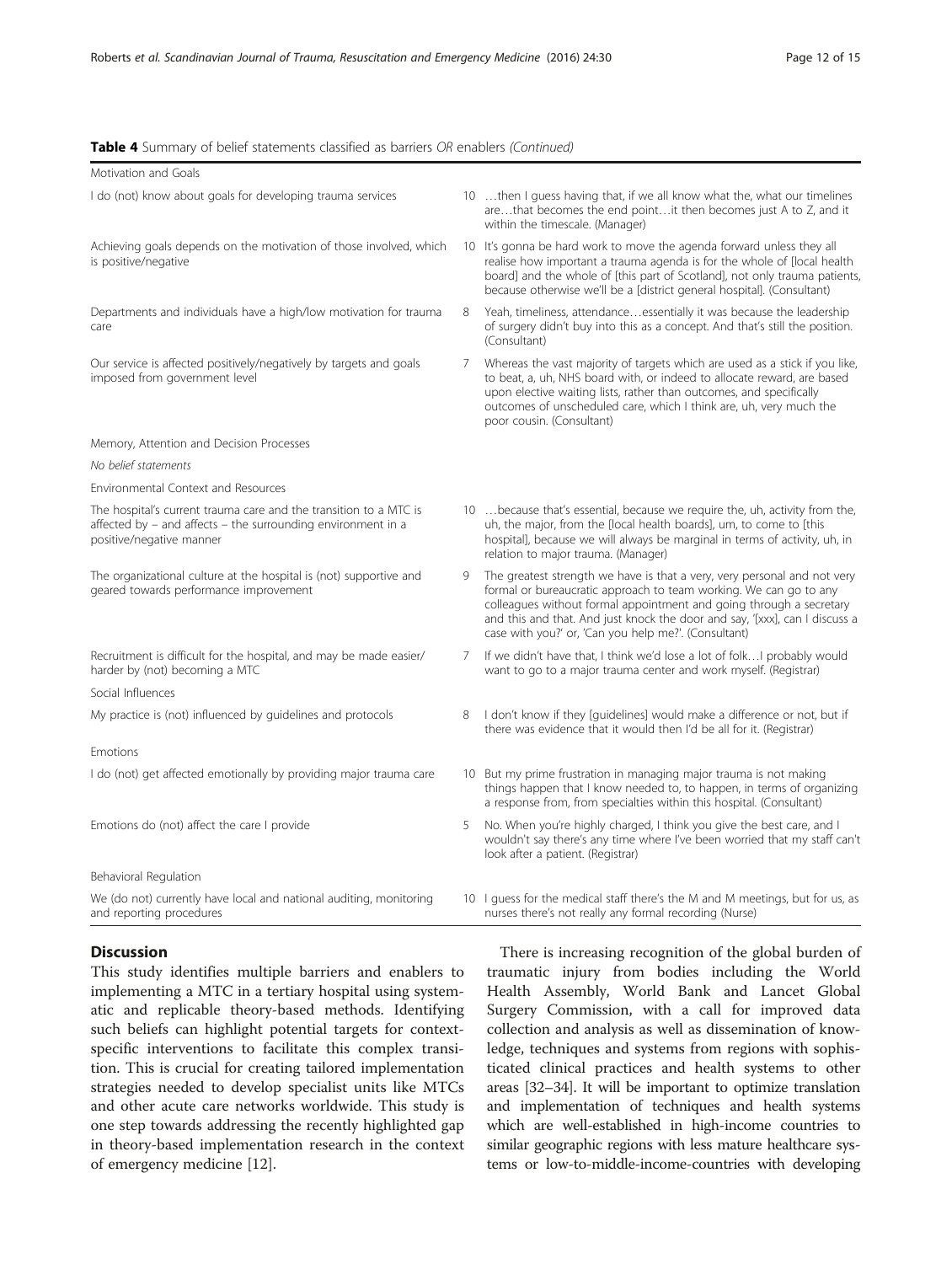**Table 4** Summary of belief statements classified as barriers *OR* enablers *(Continued)*

| | | |
|---|---|---|
| Motivation and Goals | | |
| I do (not) know about goals for developing trauma services | 10 | …then I guess having that, if we all know what the, what our timelines are…that becomes the end point…it then becomes just A to Z, and it within the timescale. (Manager) |
| Achieving goals depends on the motivation of those involved, which is positive/negative | 10 | It's gonna be hard work to move the agenda forward unless they all realise how important a trauma agenda is for the whole of [local health board] and the whole of [this part of Scotland], not only trauma patients, because otherwise we'll be a [district general hospital]. (Consultant) |
| Departments and individuals have a high/low motivation for trauma care | 8 | Yeah, timeliness, attendance…essentially it was because the leadership of surgery didn't buy into this as a concept. And that's still the position. (Consultant) |
| Our service is affected positively/negatively by targets and goals imposed from government level | 7 | Whereas the vast majority of targets which are used as a stick if you like, to beat, a, uh, NHS board with, or indeed to allocate reward, are based upon elective waiting lists, rather than outcomes, and specifically outcomes of unscheduled care, which I think are, uh, very much the poor cousin. (Consultant) |
| Memory, Attention and Decision Processes | | |
| *No belief statements* | | |
| Environmental Context and Resources | | |
| The hospital's current trauma care and the transition to a MTC is affected by – and affects – the surrounding environment in a positive/negative manner | 10 | …because that's essential, because we require the, uh, activity from the, uh, the major, from the [local health boards], um, to come to [this hospital], because we will always be marginal in terms of activity, uh, in relation to major trauma. (Manager) |
| The organizational culture at the hospital is (not) supportive and geared towards performance improvement | 9 | The greatest strength we have is that a very, very personal and not very formal or bureaucratic approach to team working. We can go to any colleagues without formal appointment and going through a secretary and this and that. And just knock the door and say, '[xxx], can I discuss a case with you?' or, 'Can you help me?'. (Consultant) |
| Recruitment is difficult for the hospital, and may be made easier/harder by (not) becoming a MTC | 7 | If we didn't have that, I think we'd lose a lot of folk…I probably would want to go to a major trauma center and work myself. (Registrar) |
| Social Influences | | |
| My practice is (not) influenced by guidelines and protocols | 8 | I don't know if they [guidelines] would make a difference or not, but if there was evidence that it would then I'd be all for it. (Registrar) |
| Emotions | | |
| I do (not) get affected emotionally by providing major trauma care | 10 | But my prime frustration in managing major trauma is not making things happen that I know needed to, to happen, in terms of organizing a response from, from specialties within this hospital. (Consultant) |
| Emotions do (not) affect the care I provide | 5 | No. When you're highly charged, I think you give the best care, and I wouldn't say there's any time where I've been worried that my staff can't look after a patient. (Registrar) |
| Behavioral Regulation | | |
| We (do not) currently have local and national auditing, monitoring and reporting procedures | 10 | I guess for the medical staff there's the M and M meetings, but for us, as nurses there's not really any formal recording (Nurse) |

## Discussion

This study identifies multiple barriers and enablers to implementing a MTC in a tertiary hospital using systematic and replicable theory-based methods. Identifying such beliefs can highlight potential targets for context-specific interventions to facilitate this complex transition. This is crucial for creating tailored implementation strategies needed to develop specialist units like MTCs and other acute care networks worldwide. This study is one step towards addressing the recently highlighted gap in theory-based implementation research in the context of emergency medicine [12].

There is increasing recognition of the global burden of traumatic injury from bodies including the World Health Assembly, World Bank and Lancet Global Surgery Commission, with a call for improved data collection and analysis as well as dissemination of knowledge, techniques and systems from regions with sophisticated clinical practices and health systems to other areas [32–34]. It will be important to optimize translation and implementation of techniques and health systems which are well-established in high-income countries to similar geographic regions with less mature healthcare systems or low-to-middle-income-countries with developing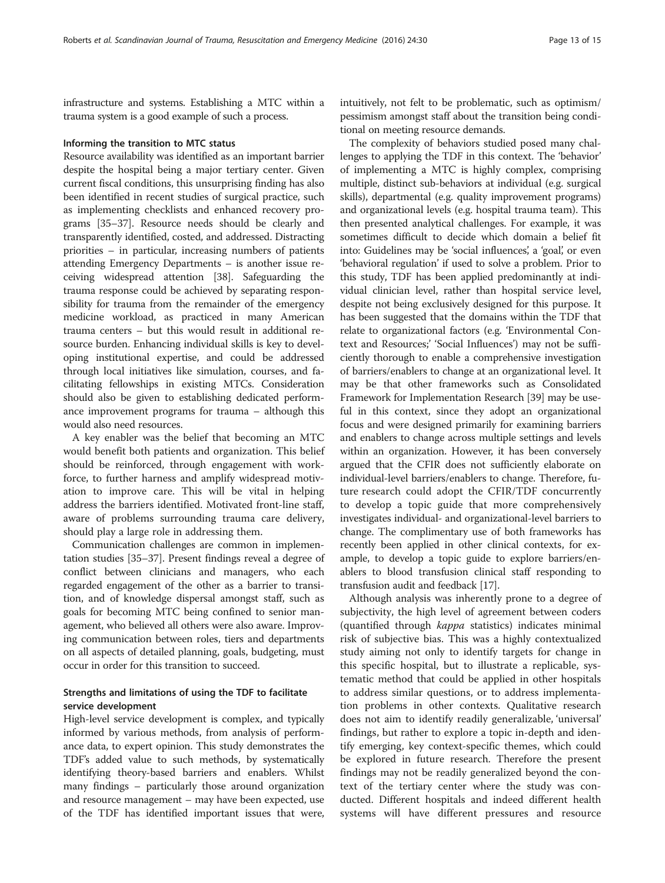infrastructure and systems. Establishing a MTC within a trauma system is a good example of such a process.

### Informing the transition to MTC status

Resource availability was identified as an important barrier despite the hospital being a major tertiary center. Given current fiscal conditions, this unsurprising finding has also been identified in recent studies of surgical practice, such as implementing checklists and enhanced recovery programs [35–37]. Resource needs should be clearly and transparently identified, costed, and addressed. Distracting priorities – in particular, increasing numbers of patients attending Emergency Departments – is another issue receiving widespread attention [38]. Safeguarding the trauma response could be achieved by separating responsibility for trauma from the remainder of the emergency medicine workload, as practiced in many American trauma centers – but this would result in additional resource burden. Enhancing individual skills is key to developing institutional expertise, and could be addressed through local initiatives like simulation, courses, and facilitating fellowships in existing MTCs. Consideration should also be given to establishing dedicated performance improvement programs for trauma – although this would also need resources.

A key enabler was the belief that becoming an MTC would benefit both patients and organization. This belief should be reinforced, through engagement with workforce, to further harness and amplify widespread motivation to improve care. This will be vital in helping address the barriers identified. Motivated front-line staff, aware of problems surrounding trauma care delivery, should play a large role in addressing them.

Communication challenges are common in implementation studies [35–37]. Present findings reveal a degree of conflict between clinicians and managers, who each regarded engagement of the other as a barrier to transition, and of knowledge dispersal amongst staff, such as goals for becoming MTC being confined to senior management, who believed all others were also aware. Improving communication between roles, tiers and departments on all aspects of detailed planning, goals, budgeting, must occur in order for this transition to succeed.

## Strengths and limitations of using the TDF to facilitate service development

High-level service development is complex, and typically informed by various methods, from analysis of performance data, to expert opinion. This study demonstrates the TDF's added value to such methods, by systematically identifying theory-based barriers and enablers. Whilst many findings – particularly those around organization and resource management – may have been expected, use of the TDF has identified important issues that were, intuitively, not felt to be problematic, such as optimism/pessimism amongst staff about the transition being conditional on meeting resource demands.

The complexity of behaviors studied posed many challenges to applying the TDF in this context. The 'behavior' of implementing a MTC is highly complex, comprising multiple, distinct sub-behaviors at individual (e.g. surgical skills), departmental (e.g. quality improvement programs) and organizational levels (e.g. hospital trauma team). This then presented analytical challenges. For example, it was sometimes difficult to decide which domain a belief fit into: Guidelines may be 'social influences', a 'goal', or even 'behavioral regulation' if used to solve a problem. Prior to this study, TDF has been applied predominantly at individual clinician level, rather than hospital service level, despite not being exclusively designed for this purpose. It has been suggested that the domains within the TDF that relate to organizational factors (e.g. 'Environmental Context and Resources;' 'Social Influences') may not be sufficiently thorough to enable a comprehensive investigation of barriers/enablers to change at an organizational level. It may be that other frameworks such as Consolidated Framework for Implementation Research [39] may be useful in this context, since they adopt an organizational focus and were designed primarily for examining barriers and enablers to change across multiple settings and levels within an organization. However, it has been conversely argued that the CFIR does not sufficiently elaborate on individual-level barriers/enablers to change. Therefore, future research could adopt the CFIR/TDF concurrently to develop a topic guide that more comprehensively investigates individual- and organizational-level barriers to change. The complimentary use of both frameworks has recently been applied in other clinical contexts, for example, to develop a topic guide to explore barriers/enablers to blood transfusion clinical staff responding to transfusion audit and feedback [17].

Although analysis was inherently prone to a degree of subjectivity, the high level of agreement between coders (quantified through *kappa* statistics) indicates minimal risk of subjective bias. This was a highly contextualized study aiming not only to identify targets for change in this specific hospital, but to illustrate a replicable, systematic method that could be applied in other hospitals to address similar questions, or to address implementation problems in other contexts. Qualitative research does not aim to identify readily generalizable, 'universal' findings, but rather to explore a topic in-depth and identify emerging, key context-specific themes, which could be explored in future research. Therefore the present findings may not be readily generalized beyond the context of the tertiary center where the study was conducted. Different hospitals and indeed different health systems will have different pressures and resource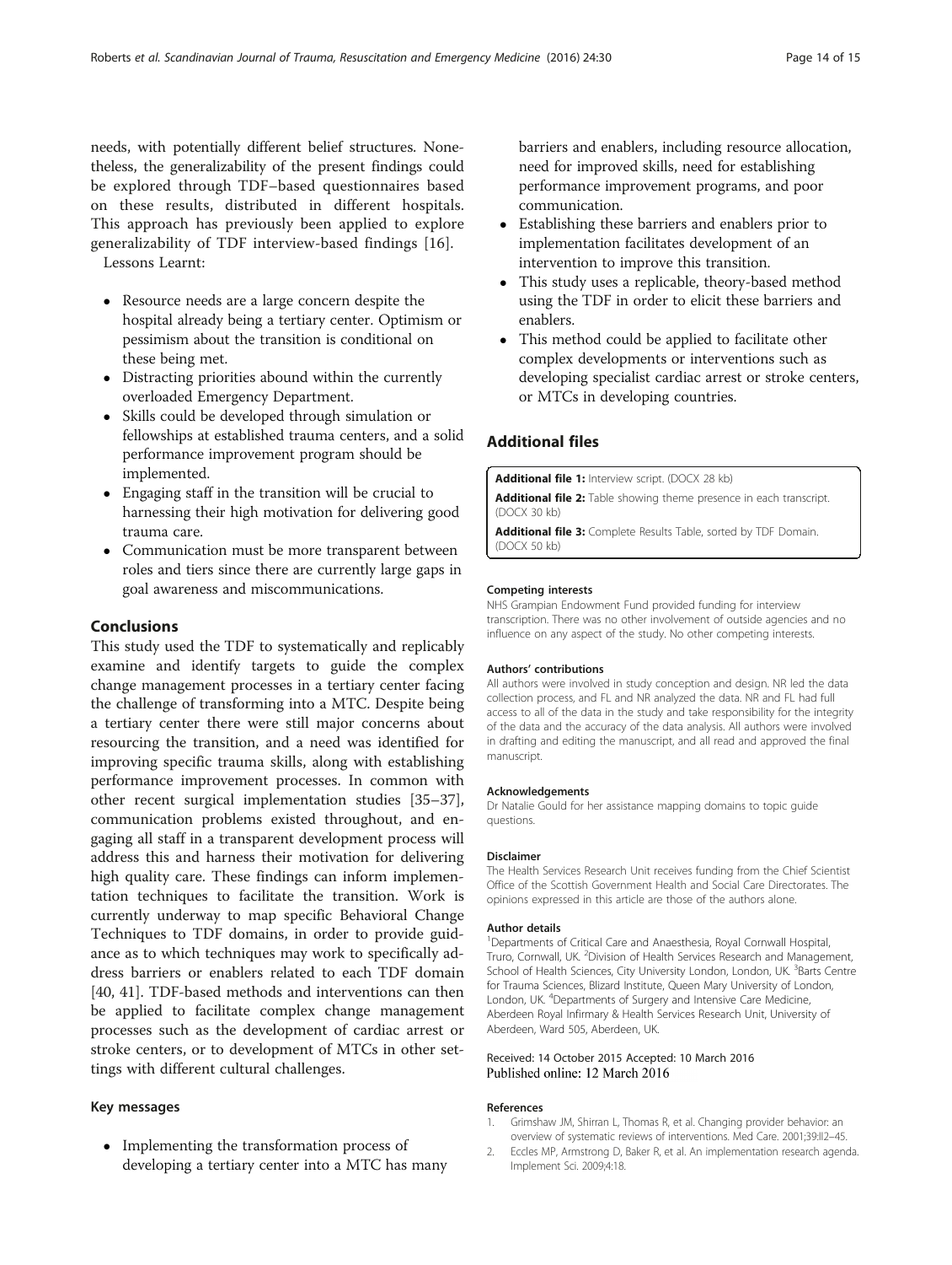needs, with potentially different belief structures. Nonetheless, the generalizability of the present findings could be explored through TDF–based questionnaires based on these results, distributed in different hospitals. This approach has previously been applied to explore generalizability of TDF interview-based findings [16].

Lessons Learnt:

- Resource needs are a large concern despite the hospital already being a tertiary center. Optimism or pessimism about the transition is conditional on these being met.
- Distracting priorities abound within the currently overloaded Emergency Department.
- Skills could be developed through simulation or fellowships at established trauma centers, and a solid performance improvement program should be implemented.
- Engaging staff in the transition will be crucial to harnessing their high motivation for delivering good trauma care.
- Communication must be more transparent between roles and tiers since there are currently large gaps in goal awareness and miscommunications.

## Conclusions

This study used the TDF to systematically and replicably examine and identify targets to guide the complex change management processes in a tertiary center facing the challenge of transforming into a MTC. Despite being a tertiary center there were still major concerns about resourcing the transition, and a need was identified for improving specific trauma skills, along with establishing performance improvement processes. In common with other recent surgical implementation studies [35–37], communication problems existed throughout, and engaging all staff in a transparent development process will address this and harness their motivation for delivering high quality care. These findings can inform implementation techniques to facilitate the transition. Work is currently underway to map specific Behavioral Change Techniques to TDF domains, in order to provide guidance as to which techniques may work to specifically address barriers or enablers related to each TDF domain [40, 41]. TDF-based methods and interventions can then be applied to facilitate complex change management processes such as the development of cardiac arrest or stroke centers, or to development of MTCs in other settings with different cultural challenges.

### Key messages

- Implementing the transformation process of developing a tertiary center into a MTC has many barriers and enablers, including resource allocation, need for improved skills, need for establishing performance improvement programs, and poor communication.
- Establishing these barriers and enablers prior to implementation facilitates development of an intervention to improve this transition.
- This study uses a replicable, theory-based method using the TDF in order to elicit these barriers and enablers.
- This method could be applied to facilitate other complex developments or interventions such as developing specialist cardiac arrest or stroke centers, or MTCs in developing countries.

## Additional files

**Additional file 1:** Interview script. (DOCX 28 kb)

**Additional file 2:** Table showing theme presence in each transcript. (DOCX 30 kb)

**Additional file 3:** Complete Results Table, sorted by TDF Domain. (DOCX 50 kb)

#### Competing interests

NHS Grampian Endowment Fund provided funding for interview transcription. There was no other involvement of outside agencies and no influence on any aspect of the study. No other competing interests.

#### Authors' contributions

All authors were involved in study conception and design. NR led the data collection process, and FL and NR analyzed the data. NR and FL had full access to all of the data in the study and take responsibility for the integrity of the data and the accuracy of the data analysis. All authors were involved in drafting and editing the manuscript, and all read and approved the final manuscript.

#### Acknowledgements

Dr Natalie Gould for her assistance mapping domains to topic guide questions.

#### Disclaimer

The Health Services Research Unit receives funding from the Chief Scientist Office of the Scottish Government Health and Social Care Directorates. The opinions expressed in this article are those of the authors alone.

#### Author details

[1]Departments of Critical Care and Anaesthesia, Royal Cornwall Hospital, Truro, Cornwall, UK. [2]Division of Health Services Research and Management, School of Health Sciences, City University London, London, UK. [3]Barts Centre for Trauma Sciences, Blizard Institute, Queen Mary University of London, London, UK. [4]Departments of Surgery and Intensive Care Medicine, Aberdeen Royal Infirmary & Health Services Research Unit, University of Aberdeen, Ward 505, Aberdeen, UK.

Received: 14 October 2015 Accepted: 10 March 2016
Published online: 12 March 2016

#### References

1. Grimshaw JM, Shirran L, Thomas R, et al. Changing provider behavior: an overview of systematic reviews of interventions. Med Care. 2001;39:II2–45.
2. Eccles MP, Armstrong D, Baker R, et al. An implementation research agenda. Implement Sci. 2009;4:18.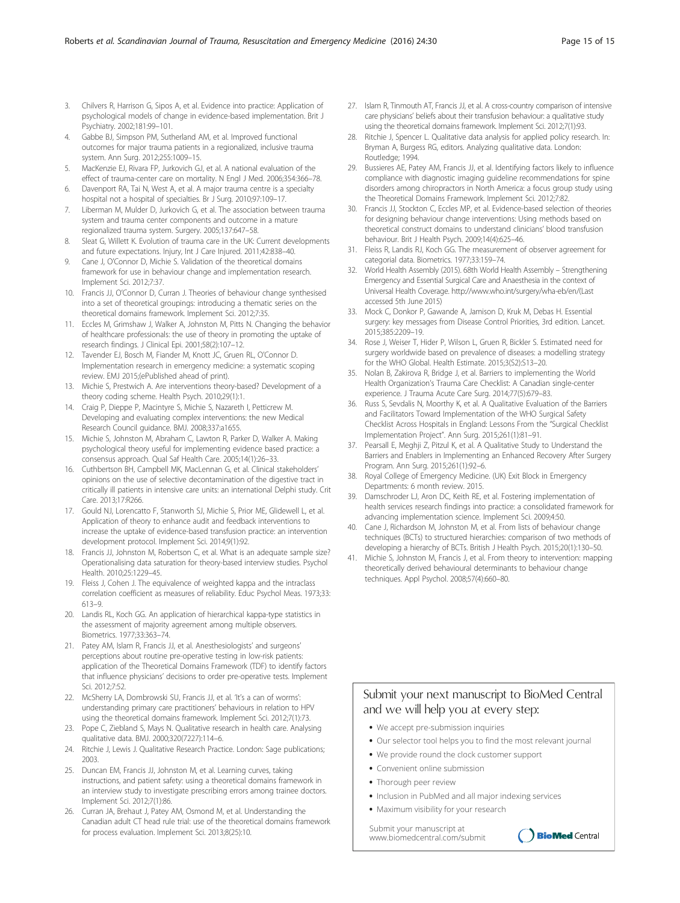3. Chilvers R, Harrison G, Sipos A, et al. Evidence into practice: Application of psychological models of change in evidence-based implementation. Brit J Psychiatry. 2002;181:99–101.
4. Gabbe BJ, Simpson PM, Sutherland AM, et al. Improved functional outcomes for major trauma patients in a regionalized, inclusive trauma system. Ann Surg. 2012;255:1009–15.
5. MacKenzie EJ, Rivara FP, Jurkovich GJ, et al. A national evaluation of the effect of trauma-center care on mortality. N Engl J Med. 2006;354:366–78.
6. Davenport RA, Tai N, West A, et al. A major trauma centre is a specialty hospital not a hospital of specialties. Br J Surg. 2010;97:109–17.
7. Liberman M, Mulder D, Jurkovich G, et al. The association between trauma system and trauma center components and outcome in a mature regionalized trauma system. Surgery. 2005;137:647–58.
8. Sleat G, Willett K. Evolution of trauma care in the UK: Current developments and future expectations. Injury, Int J Care Injured. 2011;42:838–40.
9. Cane J, O'Connor D, Michie S. Validation of the theoretical domains framework for use in behaviour change and implementation research. Implement Sci. 2012;7:37.
10. Francis JJ, O'Connor D, Curran J. Theories of behaviour change synthesised into a set of theoretical groupings: introducing a thematic series on the theoretical domains framework. Implement Sci. 2012;7:35.
11. Eccles M, Grimshaw J, Walker A, Johnston M, Pitts N. Changing the behavior of healthcare professionals: the use of theory in promoting the uptake of research findings. J Clinical Epi. 2001;58(2):107–12.
12. Tavender EJ, Bosch M, Fiander M, Knott JC, Gruen RL, O'Connor D. Implementation research in emergency medicine: a systematic scoping review. EMJ 2015;(ePublished ahead of print).
13. Michie S, Prestwich A. Are interventions theory-based? Development of a theory coding scheme. Health Psych. 2010;29(1):1.
14. Craig P, Dieppe P, Macintyre S, Michie S, Nazareth I, Petticrew M. Developing and evaluating complex interventions: the new Medical Research Council guidance. BMJ. 2008;337:a1655.
15. Michie S, Johnston M, Abraham C, Lawton R, Parker D, Walker A. Making psychological theory useful for implementing evidence based practice: a consensus approach. Qual Saf Health Care. 2005;14(1):26–33.
16. Cuthbertson BH, Campbell MK, MacLennan G, et al. Clinical stakeholders' opinions on the use of selective decontamination of the digestive tract in critically ill patients in intensive care units: an international Delphi study. Crit Care. 2013;17:R266.
17. Gould NJ, Lorencatto F, Stanworth SJ, Michie S, Prior ME, Glidewell L, et al. Application of theory to enhance audit and feedback interventions to increase the uptake of evidence-based transfusion practice: an intervention development protocol. Implement Sci. 2014;9(1):92.
18. Francis JJ, Johnston M, Robertson C, et al. What is an adequate sample size? Operationalising data saturation for theory-based interview studies. Psychol Health. 2010;25:1229–45.
19. Fleiss J, Cohen J. The equivalence of weighted kappa and the intraclass correlation coefficient as measures of reliability. Educ Psychol Meas. 1973;33:613–9.
20. Landis RL, Koch GG. An application of hierarchical kappa-type statistics in the assessment of majority agreement among multiple observers. Biometrics. 1977;33:363–74.
21. Patey AM, Islam R, Francis JJ, et al. Anesthesiologists' and surgeons' perceptions about routine pre-operative testing in low-risk patients: application of the Theoretical Domains Framework (TDF) to identify factors that influence physicians' decisions to order pre-operative tests. Implement Sci. 2012;7:52.
22. McSherry LA, Dombrowski SU, Francis JJ, et al. 'It's a can of worms': understanding primary care practitioners' behaviours in relation to HPV using the theoretical domains framework. Implement Sci. 2012;7(1):73.
23. Pope C, Ziebland S, Mays N. Qualitative research in health care. Analysing qualitative data. BMJ. 2000;320(7227):114–6.
24. Ritchie J, Lewis J. Qualitative Research Practice. London: Sage publications; 2003.
25. Duncan EM, Francis JJ, Johnston M, et al. Learning curves, taking instructions, and patient safety: using a theoretical domains framework in an interview study to investigate prescribing errors among trainee doctors. Implement Sci. 2012;7(1):86.
26. Curran JA, Brehaut J, Patey AM, Osmond M, et al. Understanding the Canadian adult CT head rule trial: use of the theoretical domains framework for process evaluation. Implement Sci. 2013;8(25):10.
27. Islam R, Tinmouth AT, Francis JJ, et al. A cross-country comparison of intensive care physicians' beliefs about their transfusion behaviour: a qualitative study using the theoretical domains framework. Implement Sci. 2012;7(1):93.
28. Ritchie J, Spencer L. Qualitative data analysis for applied policy research. In: Bryman A, Burgess RG, editors. Analyzing qualitative data. London: Routledge; 1994.
29. Bussieres AE, Patey AM, Francis JJ, et al. Identifying factors likely to influence compliance with diagnostic imaging guideline recommendations for spine disorders among chiropractors in North America: a focus group study using the Theoretical Domains Framework. Implement Sci. 2012;7:82.
30. Francis JJ, Stockton C, Eccles MP, et al. Evidence-based selection of theories for designing behaviour change interventions: Using methods based on theoretical construct domains to understand clinicians' blood transfusion behaviour. Brit J Health Psych. 2009;14(4):625–46.
31. Fleiss R, Landis RJ, Koch GG. The measurement of observer agreement for categorial data. Biometrics. 1977;33:159–74.
32. World Health Assembly (2015). 68th World Health Assembly – Strengthening Emergency and Essential Surgical Care and Anaesthesia in the context of Universal Health Coverage. http://www.who.int/surgery/wha-eb/en/(Last accessed 5th June 2015)
33. Mock C, Donkor P, Gawande A, Jamison D, Kruk M, Debas H. Essential surgery: key messages from Disease Control Priorities, 3rd edition. Lancet. 2015;385:2209–19.
34. Rose J, Weiser T, Hider P, Wilson L, Gruen R, Bickler S. Estimated need for surgery worldwide based on prevalence of diseases: a modelling strategy for the WHO Global. Health Estimate. 2015;3(S2):S13–20.
35. Nolan B, Zakirova R, Bridge J, et al. Barriers to implementing the World Health Organization's Trauma Care Checklist: A Canadian single-center experience. J Trauma Acute Care Surg. 2014;77(5):679–83.
36. Russ S, Sevdalis N, Moorthy K, et al. A Qualitative Evaluation of the Barriers and Facilitators Toward Implementation of the WHO Surgical Safety Checklist Across Hospitals in England: Lessons From the "Surgical Checklist Implementation Project". Ann Surg. 2015;261(1):81–91.
37. Pearsall E, Meghji Z, Pitzul K, et al. A Qualitative Study to Understand the Barriers and Enablers in Implementing an Enhanced Recovery After Surgery Program. Ann Surg. 2015;261(1):92–6.
38. Royal College of Emergency Medicine. (UK) Exit Block in Emergency Departments: 6 month review. 2015.
39. Damschroder LJ, Aron DC, Keith RE, et al. Fostering implementation of health services research findings into practice: a consolidated framework for advancing implementation science. Implement Sci. 2009;4:50.
40. Cane J, Richardson M, Johnston M, et al. From lists of behaviour change techniques (BCTs) to structured hierarchies: comparison of two methods of developing a hierarchy of BCTs. British J Health Psych. 2015;20(1):130–50.
41. Michie S, Johnston M, Francis J, et al. From theory to intervention: mapping theoretically derived behavioural determinants to behaviour change techniques. Appl Psychol. 2008;57(4):660–80.

Submit your next manuscript to BioMed Central and we will help you at every step:

- We accept pre-submission inquiries
- Our selector tool helps you to find the most relevant journal
- We provide round the clock customer support
- Convenient online submission
- Thorough peer review
- Inclusion in PubMed and all major indexing services
- Maximum visibility for your research

Submit your manuscript at www.biomedcentral.com/submit

BioMed Central